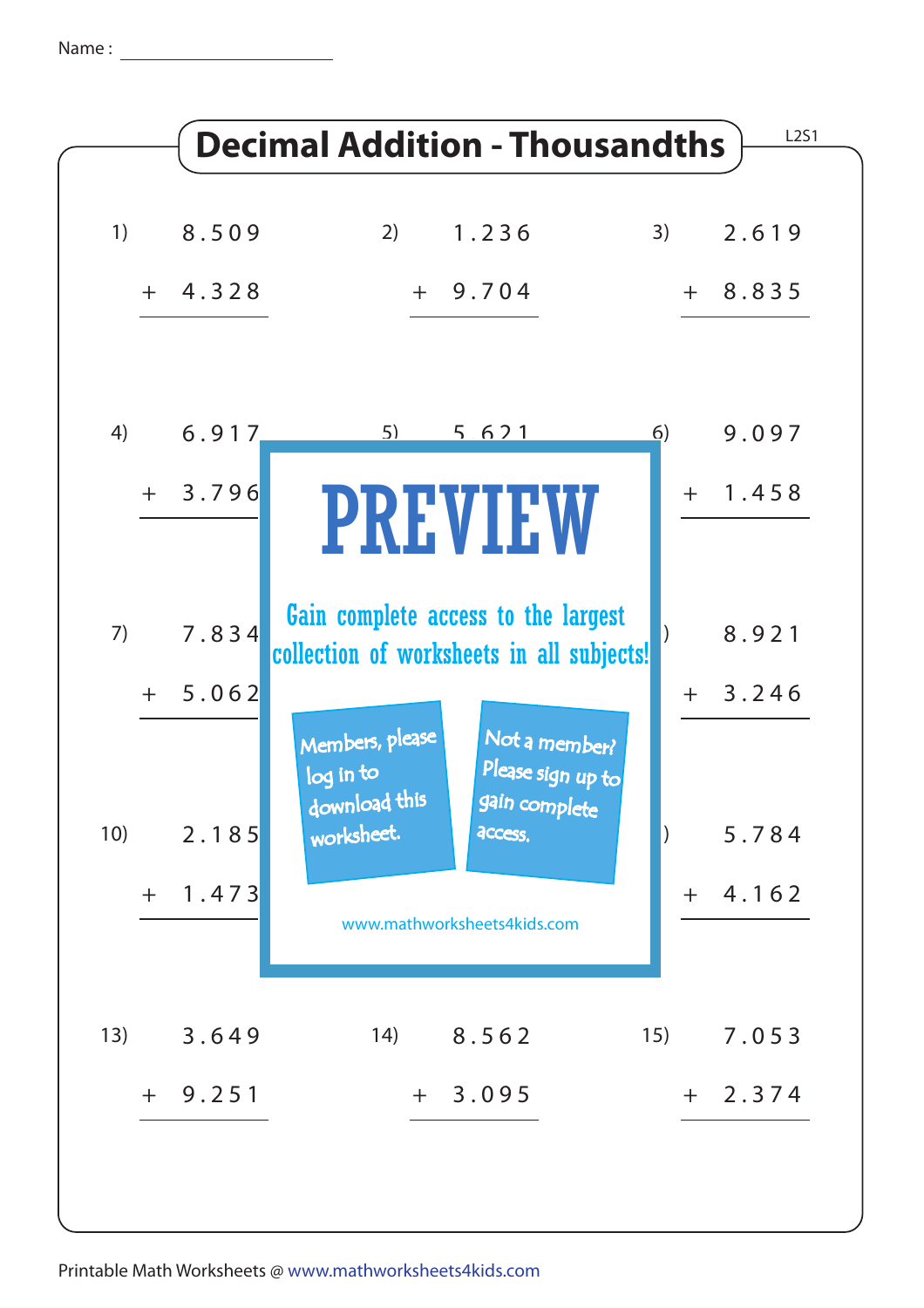Name : ____________________

# Decimal Addition - Thousandths

L2S1

1) 8.509 + 4.328

2) 1.236 + 9.704

3) 2.619 + 8.835

4) 6.917 + 3.796

5) 5.621

6) 9.097 + 1.458

7) 7.834 + 5.062

9) 8.921 + 3.246

10) 2.185 + 1.473

12) 5.784 + 4.162

13) 3.649 + 9.251

14) 8.562 + 3.095

15) 7.053 + 2.374

PREVIEW

Gain complete access to the largest collection of worksheets in all subjects!

Members, please log in to download this worksheet.

Not a member? Please sign up to gain complete access.

www.mathworksheets4kids.com

Printable Math Worksheets @ www.mathworksheets4kids.com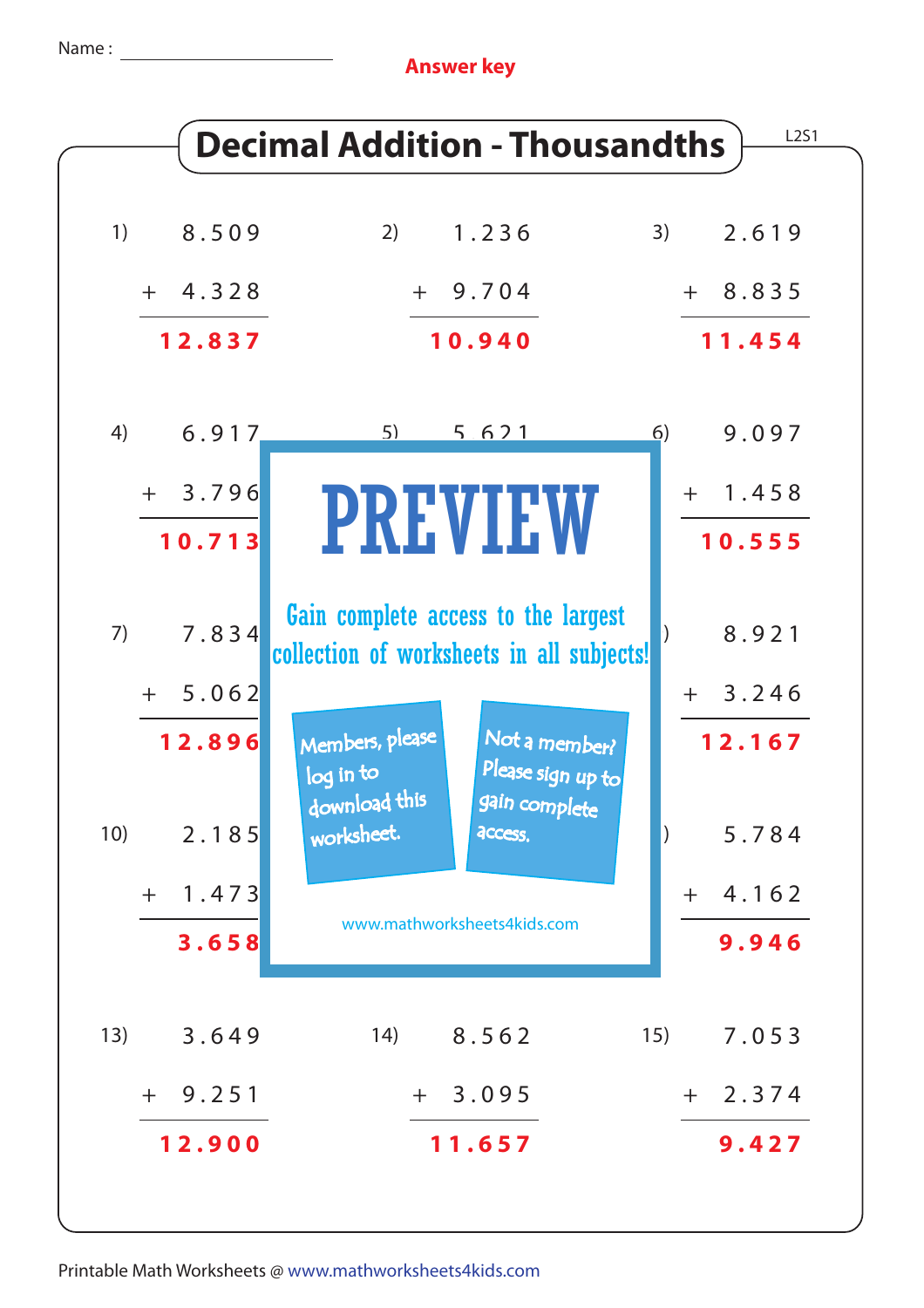Name : ______________________

**Answer key**

# Decimal Addition - Thousandths

L2S1

1)
$$\begin{array}{r} 8.509 \\ +\ 4.328 \\ \hline \mathbf{12.837} \end{array}$$

2)
$$\begin{array}{r} 1.236 \\ +\ 9.704 \\ \hline \mathbf{10.940} \end{array}$$

3)
$$\begin{array}{r} 2.619 \\ +\ 8.835 \\ \hline \mathbf{11.454} \end{array}$$

4)
$$\begin{array}{r} 6.917 \\ +\ 3.796 \\ \hline \mathbf{10.713} \end{array}$$

5)
$$\begin{array}{r} 5.621 \end{array}$$

6)
$$\begin{array}{r} 9.097 \\ +\ 1.458 \\ \hline \mathbf{10.555} \end{array}$$

7)
$$\begin{array}{r} 7.834 \\ +\ 5.062 \\ \hline \mathbf{12.896} \end{array}$$

$$\begin{array}{r} 8.921 \\ +\ 3.246 \\ \hline \mathbf{12.167} \end{array}$$

10)
$$\begin{array}{r} 2.185 \\ +\ 1.473 \\ \hline \mathbf{3.658} \end{array}$$

$$\begin{array}{r} 5.784 \\ +\ 4.162 \\ \hline \mathbf{9.946} \end{array}$$

13)
$$\begin{array}{r} 3.649 \\ +\ 9.251 \\ \hline \mathbf{12.900} \end{array}$$

14)
$$\begin{array}{r} 8.562 \\ +\ 3.095 \\ \hline \mathbf{11.657} \end{array}$$

15)
$$\begin{array}{r} 7.053 \\ +\ 2.374 \\ \hline \mathbf{9.427} \end{array}$$

**PREVIEW**

Gain complete access to the largest collection of worksheets in all subjects!

Members, please log in to download this worksheet.

Not a member? Please sign up to gain complete access.

www.mathworksheets4kids.com

Printable Math Worksheets @ www.mathworksheets4kids.com